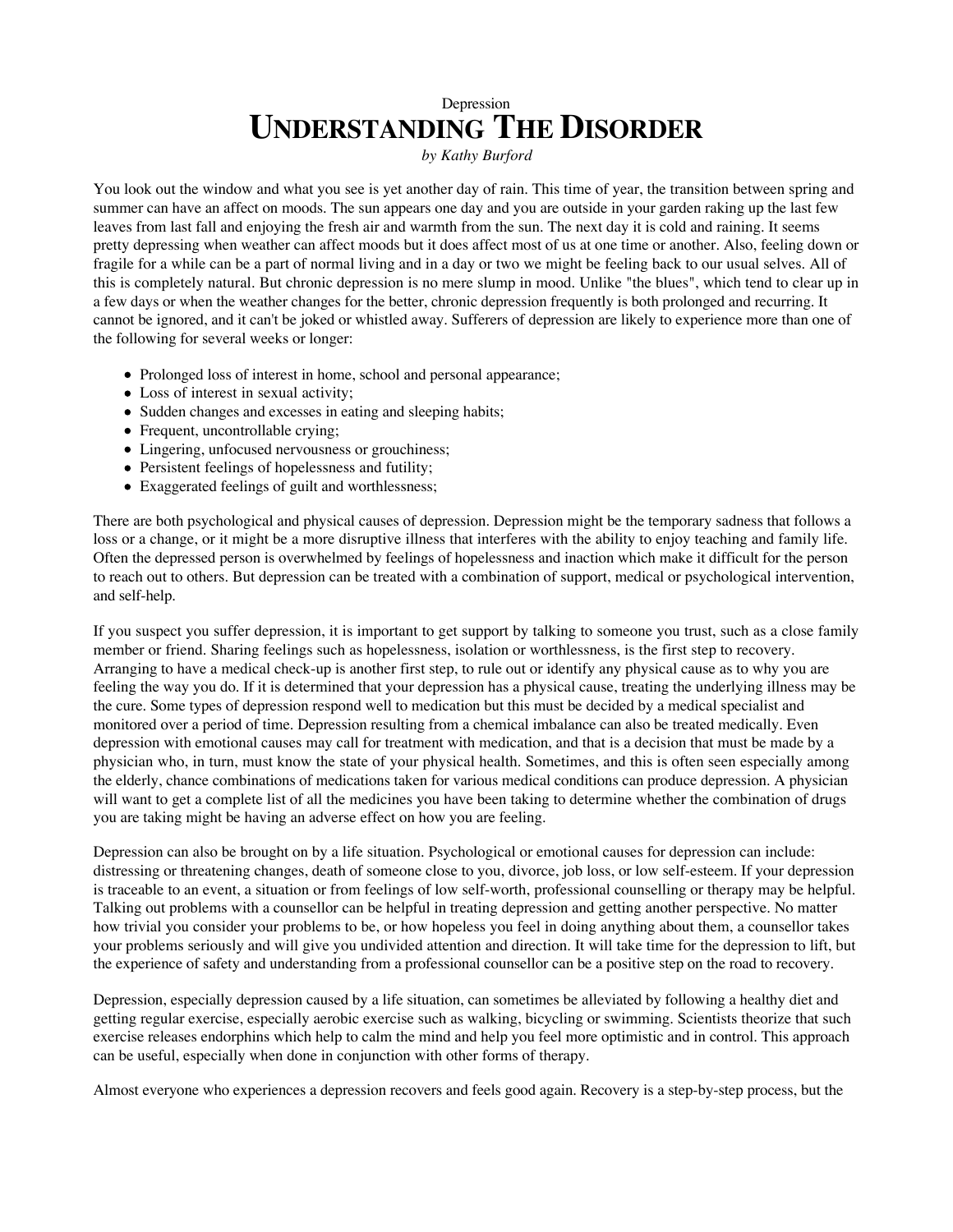Depression

# UNDERSTANDING THE DISORDER

*by Kathy Burford*

You look out the window and what you see is yet another day of rain. This time of year, the transition between spring and summer can have an affect on moods. The sun appears one day and you are outside in your garden raking up the last few leaves from last fall and enjoying the fresh air and warmth from the sun. The next day it is cold and raining. It seems pretty depressing when weather can affect moods but it does affect most of us at one time or another. Also, feeling down or fragile for a while can be a part of normal living and in a day or two we might be feeling back to our usual selves. All of this is completely natural. But chronic depression is no mere slump in mood. Unlike "the blues", which tend to clear up in a few days or when the weather changes for the better, chronic depression frequently is both prolonged and recurring. It cannot be ignored, and it can't be joked or whistled away. Sufferers of depression are likely to experience more than one of the following for several weeks or longer:

- Prolonged loss of interest in home, school and personal appearance;
- Loss of interest in sexual activity;
- Sudden changes and excesses in eating and sleeping habits;
- Frequent, uncontrollable crying;
- Lingering, unfocused nervousness or grouchiness;
- Persistent feelings of hopelessness and futility;
- Exaggerated feelings of guilt and worthlessness;

There are both psychological and physical causes of depression. Depression might be the temporary sadness that follows a loss or a change, or it might be a more disruptive illness that interferes with the ability to enjoy teaching and family life. Often the depressed person is overwhelmed by feelings of hopelessness and inaction which make it difficult for the person to reach out to others. But depression can be treated with a combination of support, medical or psychological intervention, and self-help.

If you suspect you suffer depression, it is important to get support by talking to someone you trust, such as a close family member or friend. Sharing feelings such as hopelessness, isolation or worthlessness, is the first step to recovery. Arranging to have a medical check-up is another first step, to rule out or identify any physical cause as to why you are feeling the way you do. If it is determined that your depression has a physical cause, treating the underlying illness may be the cure. Some types of depression respond well to medication but this must be decided by a medical specialist and monitored over a period of time. Depression resulting from a chemical imbalance can also be treated medically. Even depression with emotional causes may call for treatment with medication, and that is a decision that must be made by a physician who, in turn, must know the state of your physical health. Sometimes, and this is often seen especially among the elderly, chance combinations of medications taken for various medical conditions can produce depression. A physician will want to get a complete list of all the medicines you have been taking to determine whether the combination of drugs you are taking might be having an adverse effect on how you are feeling.

Depression can also be brought on by a life situation. Psychological or emotional causes for depression can include: distressing or threatening changes, death of someone close to you, divorce, job loss, or low self-esteem. If your depression is traceable to an event, a situation or from feelings of low self-worth, professional counselling or therapy may be helpful. Talking out problems with a counsellor can be helpful in treating depression and getting another perspective. No matter how trivial you consider your problems to be, or how hopeless you feel in doing anything about them, a counsellor takes your problems seriously and will give you undivided attention and direction. It will take time for the depression to lift, but the experience of safety and understanding from a professional counsellor can be a positive step on the road to recovery.

Depression, especially depression caused by a life situation, can sometimes be alleviated by following a healthy diet and getting regular exercise, especially aerobic exercise such as walking, bicycling or swimming. Scientists theorize that such exercise releases endorphins which help to calm the mind and help you feel more optimistic and in control. This approach can be useful, especially when done in conjunction with other forms of therapy.

Almost everyone who experiences a depression recovers and feels good again. Recovery is a step-by-step process, but the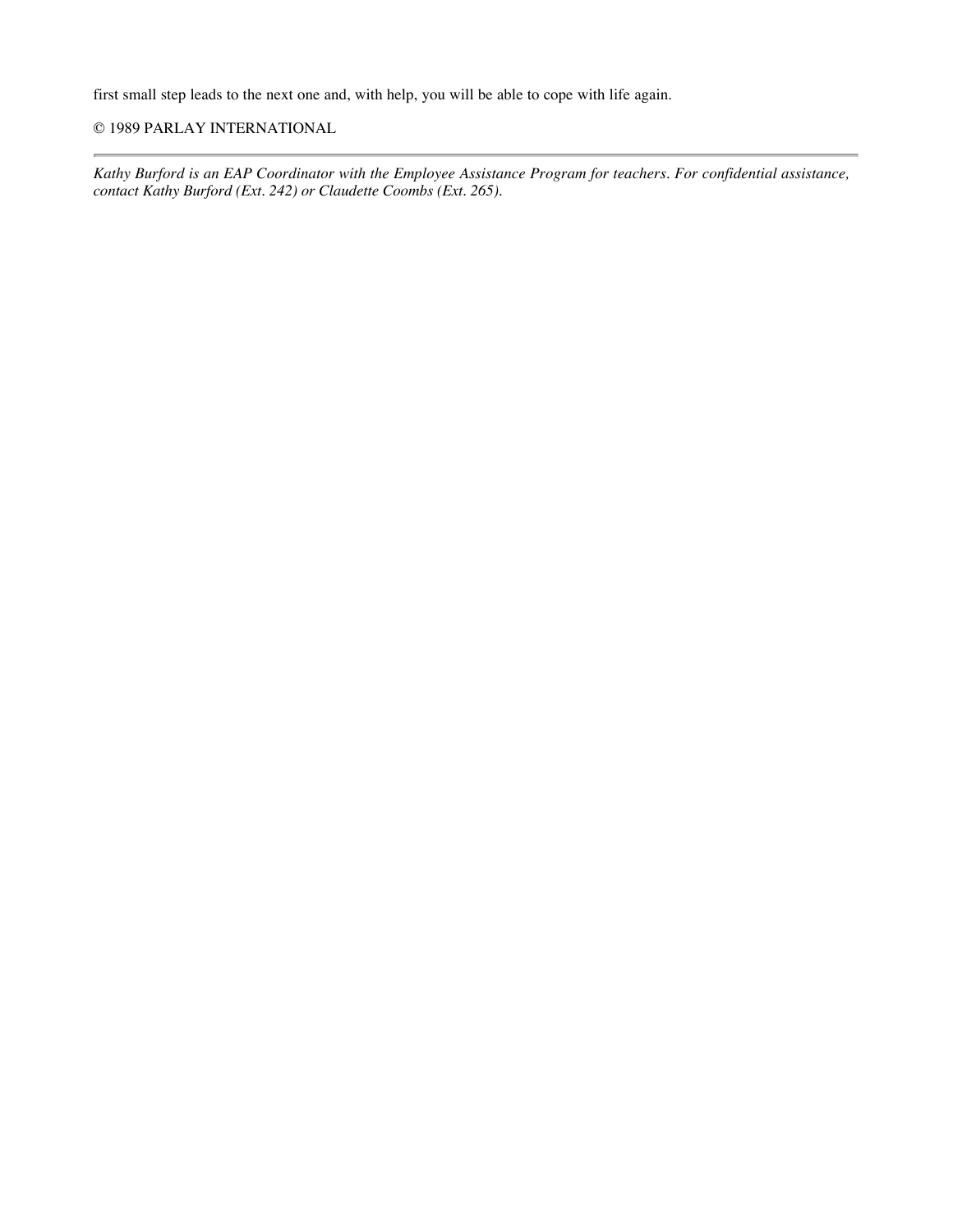first small step leads to the next one and, with help, you will be able to cope with life again.

© 1989 PARLAY INTERNATIONAL

---

*Kathy Burford is an EAP Coordinator with the Employee Assistance Program for teachers. For confidential assistance, contact Kathy Burford (Ext. 242) or Claudette Coombs (Ext. 265).*